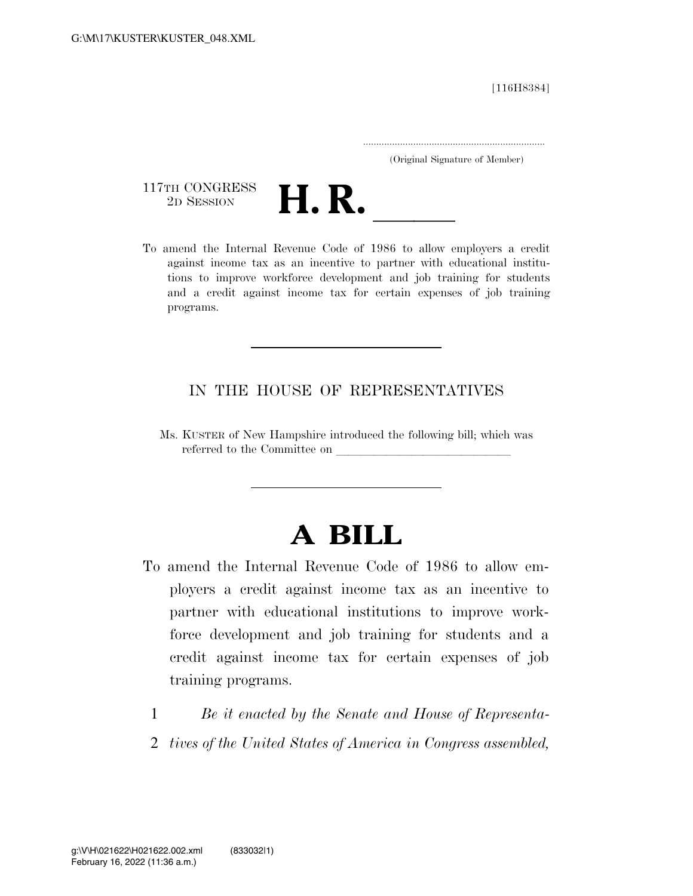[116H8384]

.....................................................................
(Original Signature of Member)

117TH CONGRESS
2D SESSION

# H. R. \_\_\_\_\_\_

To amend the Internal Revenue Code of 1986 to allow employers a credit against income tax as an incentive to partner with educational institutions to improve workforce development and job training for students and a credit against income tax for certain expenses of job training programs.

---

IN THE HOUSE OF REPRESENTATIVES

Ms. KUSTER of New Hampshire introduced the following bill; which was referred to the Committee on \_\_\_\_\_\_\_\_\_\_\_\_\_\_\_\_\_\_\_\_\_\_\_\_\_\_\_\_

---

# A BILL

To amend the Internal Revenue Code of 1986 to allow employers a credit against income tax as an incentive to partner with educational institutions to improve workforce development and job training for students and a credit against income tax for certain expenses of job training programs.

1 *Be it enacted by the Senate and House of Representa-*
2 *tives of the United States of America in Congress assembled,*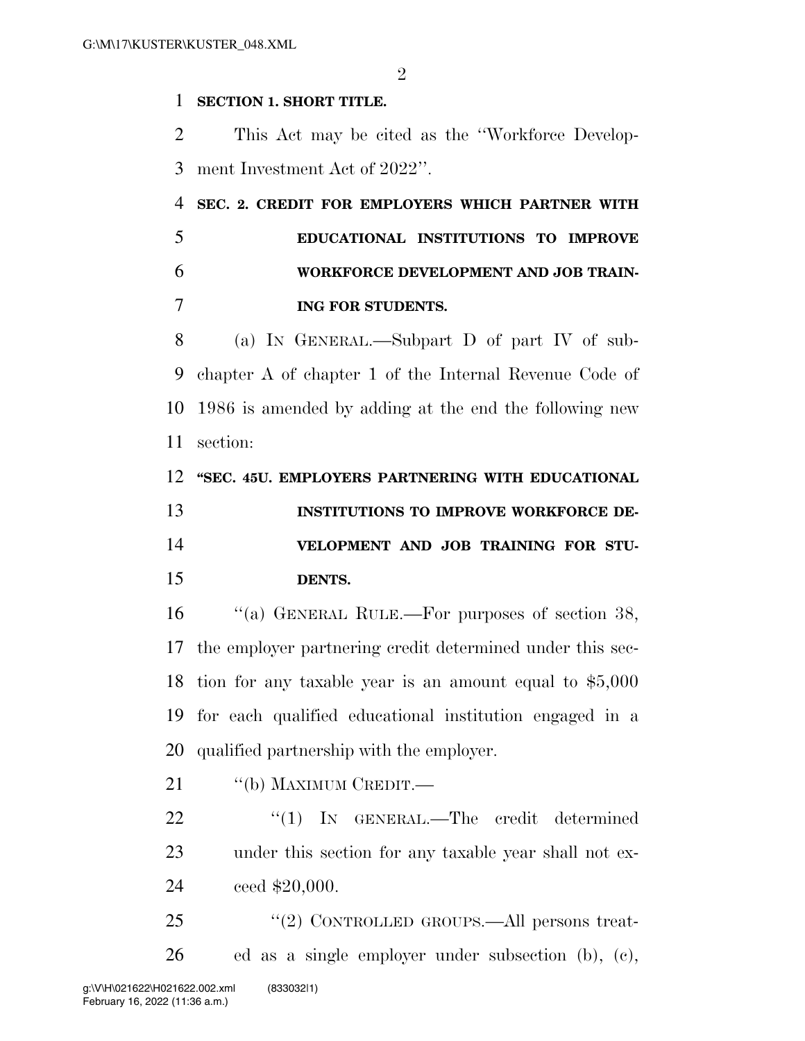**SECTION 1. SHORT TITLE.**

This Act may be cited as the ''Workforce Development Investment Act of 2022''.

**SEC. 2. CREDIT FOR EMPLOYERS WHICH PARTNER WITH EDUCATIONAL INSTITUTIONS TO IMPROVE WORKFORCE DEVELOPMENT AND JOB TRAINING FOR STUDENTS.**

(a) IN GENERAL.—Subpart D of part IV of subchapter A of chapter 1 of the Internal Revenue Code of 1986 is amended by adding at the end the following new section:

**''SEC. 45U. EMPLOYERS PARTNERING WITH EDUCATIONAL INSTITUTIONS TO IMPROVE WORKFORCE DEVELOPMENT AND JOB TRAINING FOR STUDENTS.**

''(a) GENERAL RULE.—For purposes of section 38, the employer partnering credit determined under this section for any taxable year is an amount equal to $5,000 for each qualified educational institution engaged in a qualified partnership with the employer.

''(b) MAXIMUM CREDIT.—

''(1) IN GENERAL.—The credit determined under this section for any taxable year shall not exceed $20,000.

''(2) CONTROLLED GROUPS.—All persons treated as a single employer under subsection (b), (c),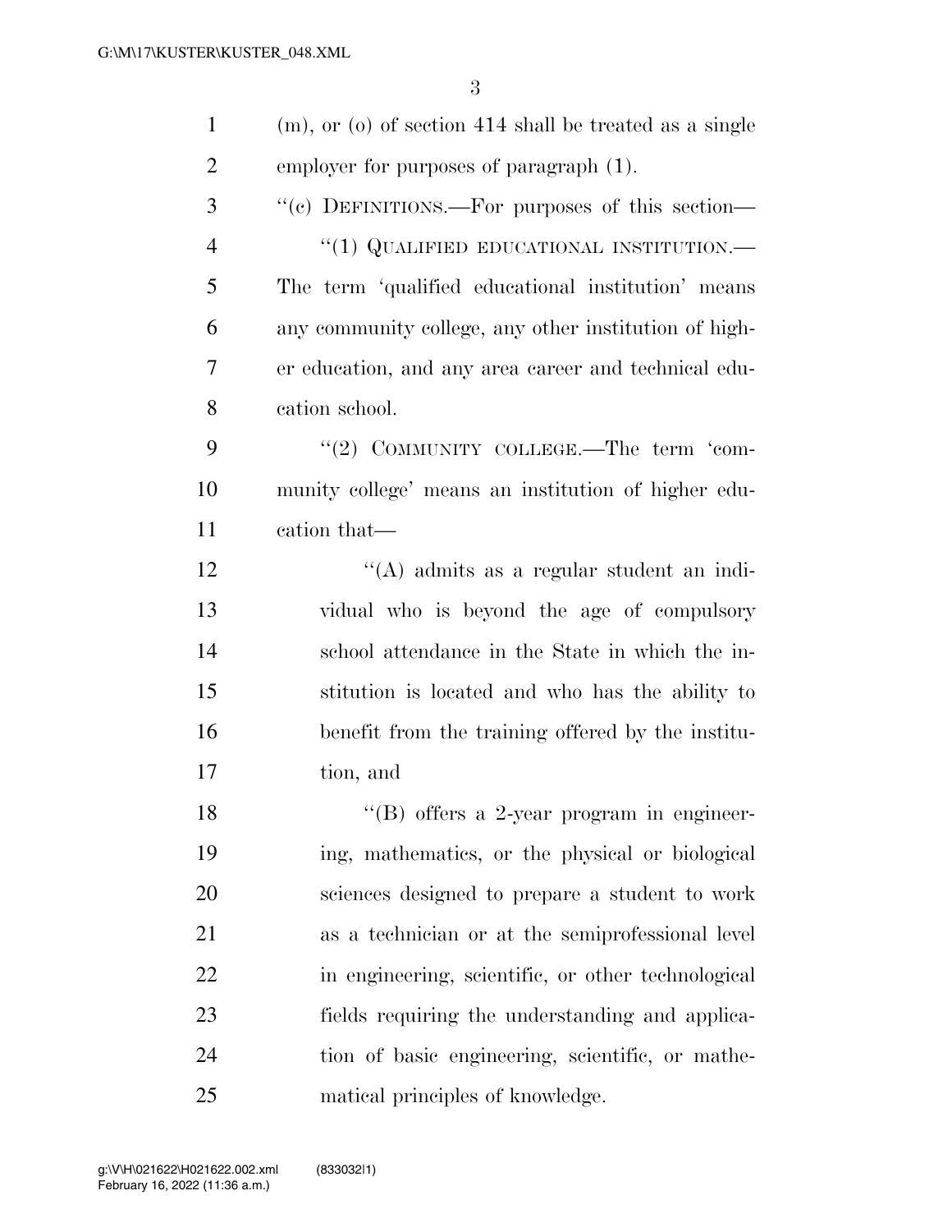(m), or (o) of section 414 shall be treated as a single employer for purposes of paragraph (1).

"(c) DEFINITIONS.—For purposes of this section—

"(1) QUALIFIED EDUCATIONAL INSTITUTION.— The term 'qualified educational institution' means any community college, any other institution of higher education, and any area career and technical education school.

"(2) COMMUNITY COLLEGE.—The term 'community college' means an institution of higher education that—

"(A) admits as a regular student an individual who is beyond the age of compulsory school attendance in the State in which the institution is located and who has the ability to benefit from the training offered by the institution, and

"(B) offers a 2-year program in engineering, mathematics, or the physical or biological sciences designed to prepare a student to work as a technician or at the semiprofessional level in engineering, scientific, or other technological fields requiring the understanding and application of basic engineering, scientific, or mathematical principles of knowledge.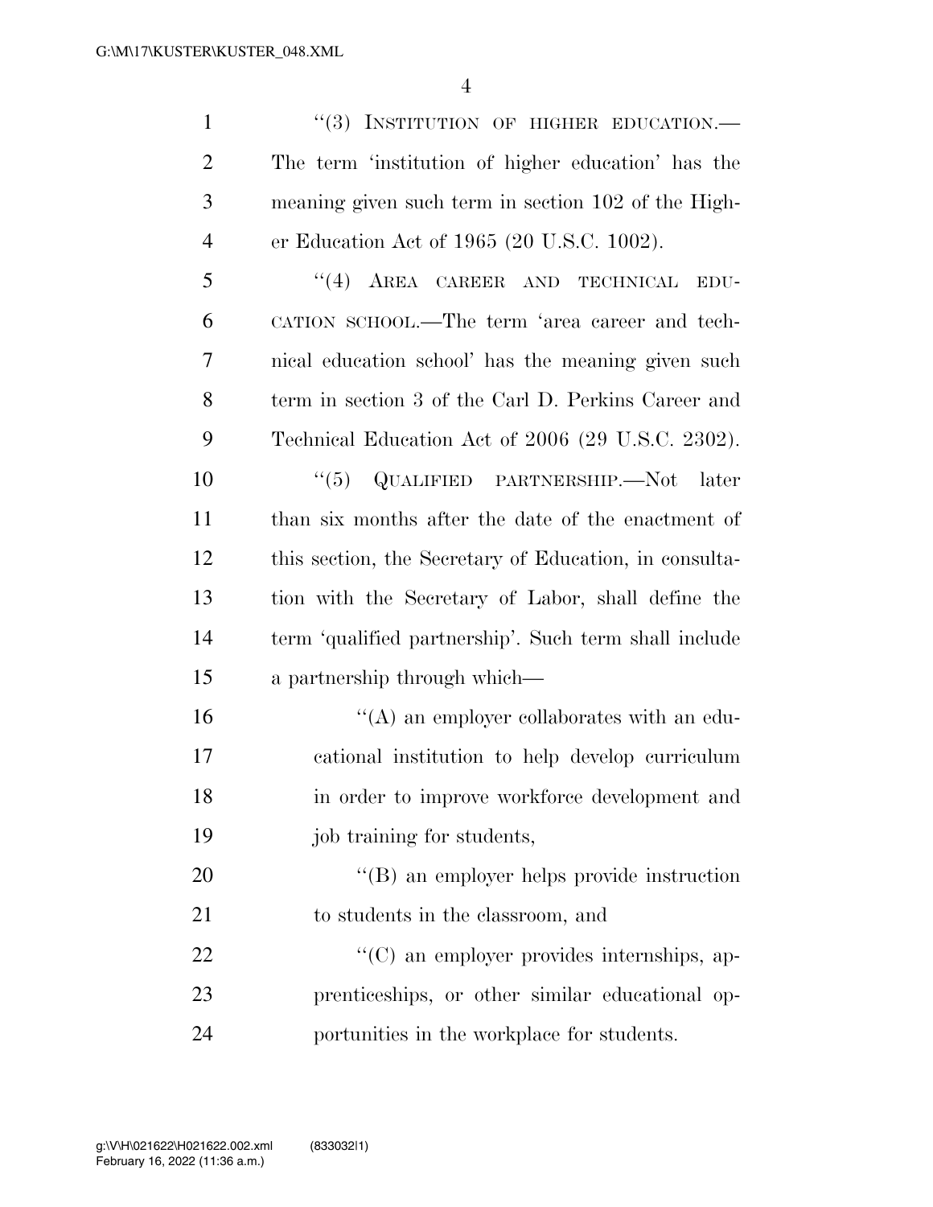"(3) INSTITUTION OF HIGHER EDUCATION.—The term 'institution of higher education' has the meaning given such term in section 102 of the Higher Education Act of 1965 (20 U.S.C. 1002).

"(4) AREA CAREER AND TECHNICAL EDUCATION SCHOOL.—The term 'area career and technical education school' has the meaning given such term in section 3 of the Carl D. Perkins Career and Technical Education Act of 2006 (29 U.S.C. 2302).

"(5) QUALIFIED PARTNERSHIP.—Not later than six months after the date of the enactment of this section, the Secretary of Education, in consultation with the Secretary of Labor, shall define the term 'qualified partnership'. Such term shall include a partnership through which—

"(A) an employer collaborates with an educational institution to help develop curriculum in order to improve workforce development and job training for students,

"(B) an employer helps provide instruction to students in the classroom, and

"(C) an employer provides internships, apprenticeships, or other similar educational opportunities in the workplace for students.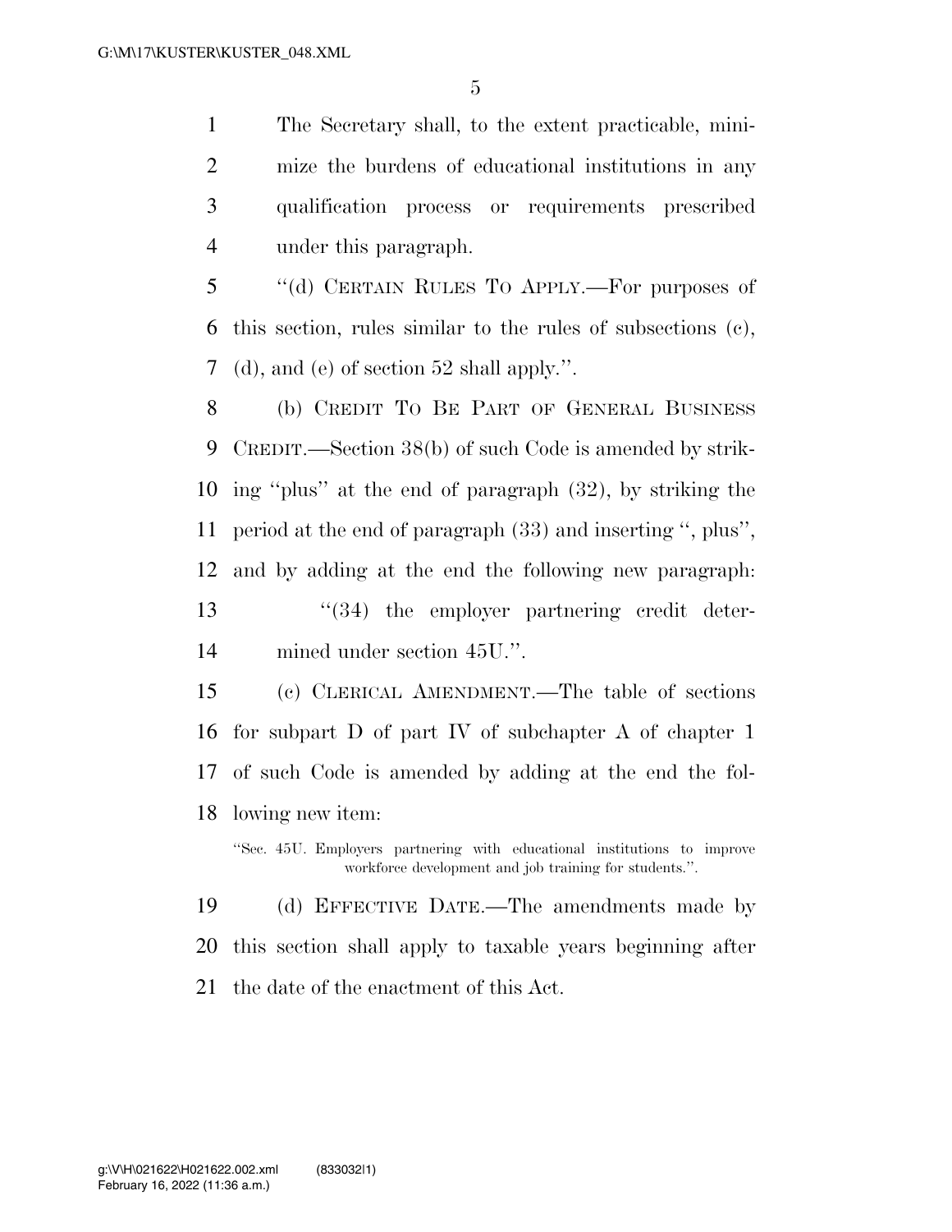The Secretary shall, to the extent practicable, minimize the burdens of educational institutions in any qualification process or requirements prescribed under this paragraph.

"(d) CERTAIN RULES TO APPLY.—For purposes of this section, rules similar to the rules of subsections (c), (d), and (e) of section 52 shall apply.".

(b) CREDIT TO BE PART OF GENERAL BUSINESS CREDIT.—Section 38(b) of such Code is amended by striking "plus" at the end of paragraph (32), by striking the period at the end of paragraph (33) and inserting ", plus", and by adding at the end the following new paragraph:

"(34) the employer partnering credit determined under section 45U.".

(c) CLERICAL AMENDMENT.—The table of sections for subpart D of part IV of subchapter A of chapter 1 of such Code is amended by adding at the end the following new item:

"Sec. 45U. Employers partnering with educational institutions to improve workforce development and job training for students.".

(d) EFFECTIVE DATE.—The amendments made by this section shall apply to taxable years beginning after the date of the enactment of this Act.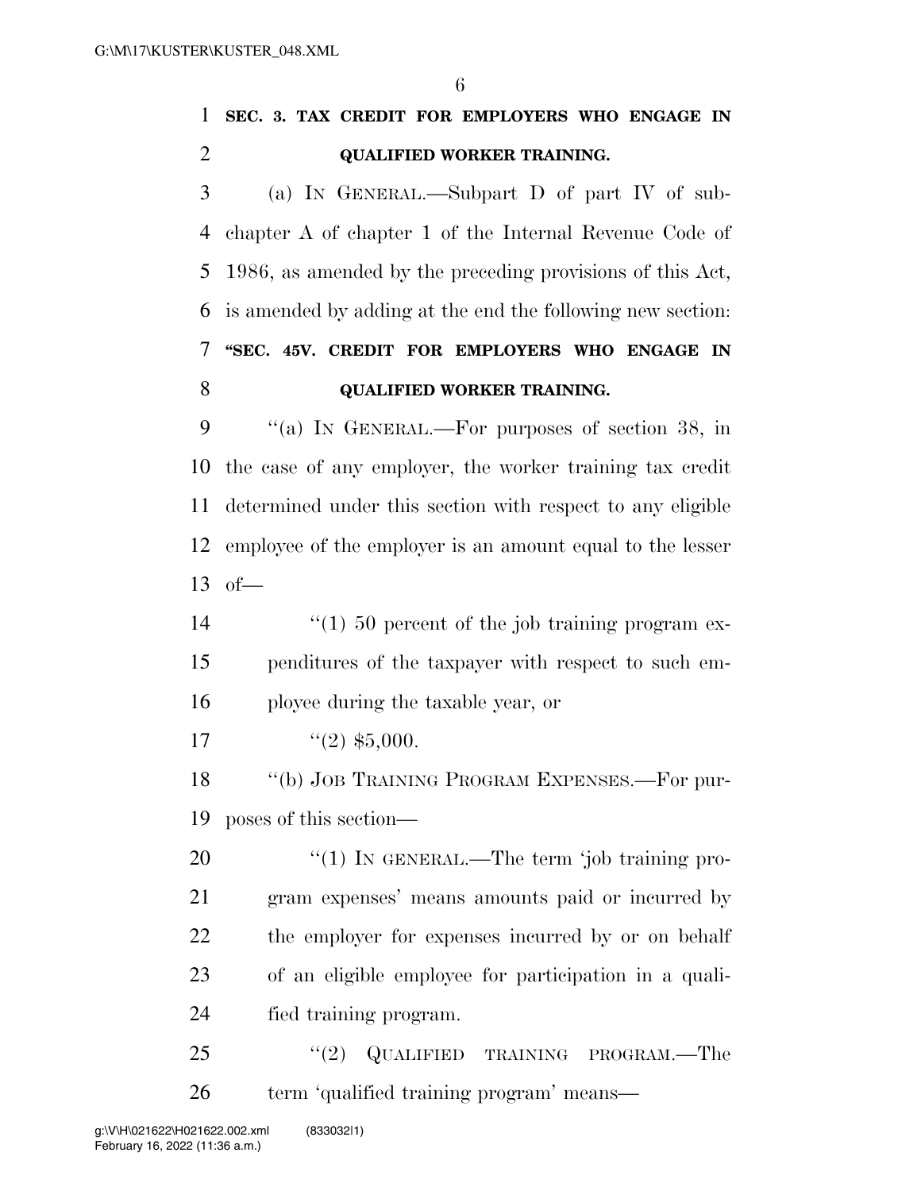**SEC. 3. TAX CREDIT FOR EMPLOYERS WHO ENGAGE IN QUALIFIED WORKER TRAINING.**

(a) IN GENERAL.—Subpart D of part IV of subchapter A of chapter 1 of the Internal Revenue Code of 1986, as amended by the preceding provisions of this Act, is amended by adding at the end the following new section:

**"SEC. 45V. CREDIT FOR EMPLOYERS WHO ENGAGE IN QUALIFIED WORKER TRAINING.**

"(a) IN GENERAL.—For purposes of section 38, in the case of any employer, the worker training tax credit determined under this section with respect to any eligible employee of the employer is an amount equal to the lesser of—

"(1) 50 percent of the job training program expenditures of the taxpayer with respect to such employee during the taxable year, or

"(2) $5,000.

"(b) JOB TRAINING PROGRAM EXPENSES.—For purposes of this section—

"(1) IN GENERAL.—The term 'job training program expenses' means amounts paid or incurred by the employer for expenses incurred by or on behalf of an eligible employee for participation in a qualified training program.

"(2) QUALIFIED TRAINING PROGRAM.—The term 'qualified training program' means—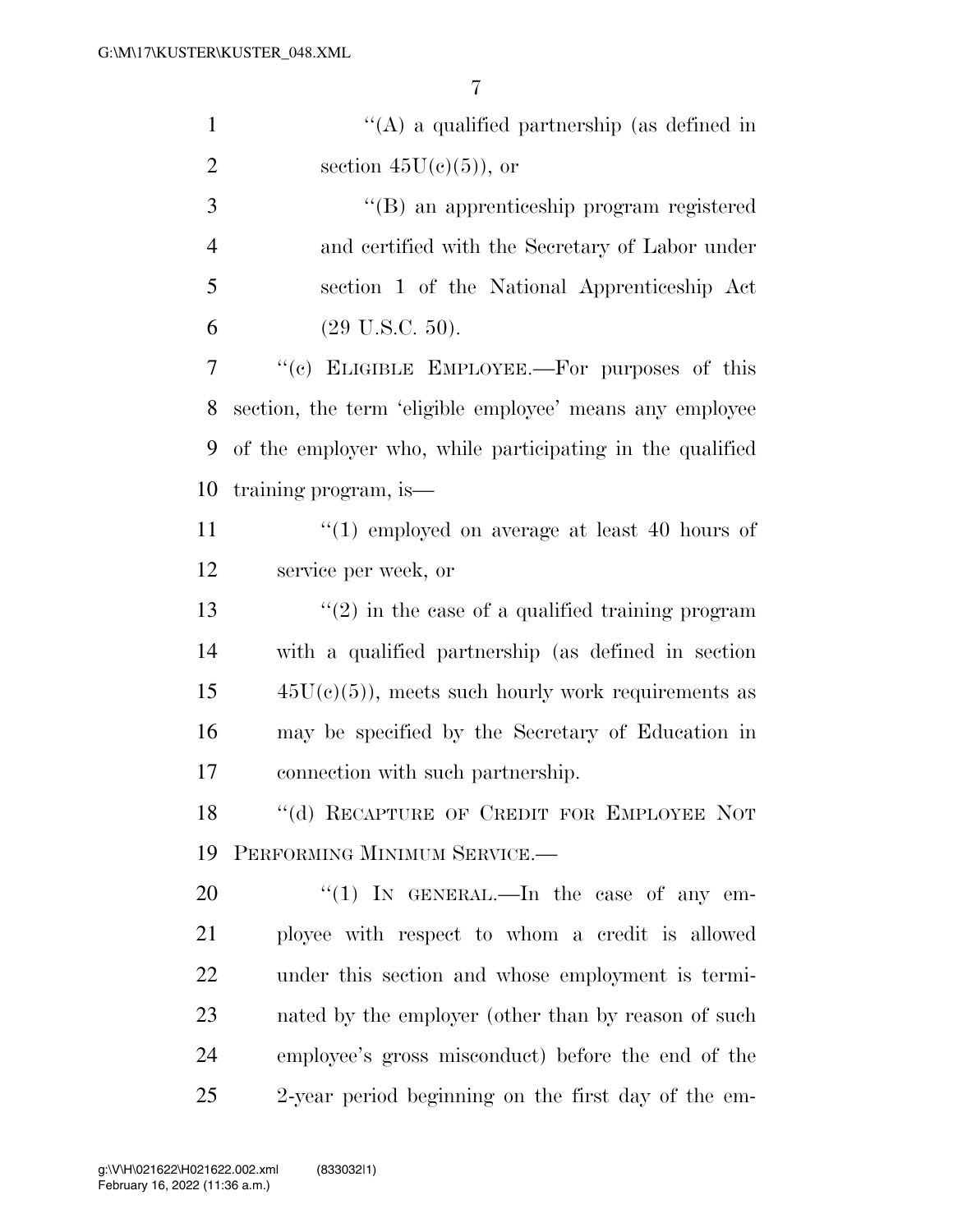"(A) a qualified partnership (as defined in section 45U(c)(5)), or

"(B) an apprenticeship program registered and certified with the Secretary of Labor under section 1 of the National Apprenticeship Act (29 U.S.C. 50).

"(c) ELIGIBLE EMPLOYEE.—For purposes of this section, the term 'eligible employee' means any employee of the employer who, while participating in the qualified training program, is—

"(1) employed on average at least 40 hours of service per week, or

"(2) in the case of a qualified training program with a qualified partnership (as defined in section 45U(c)(5)), meets such hourly work requirements as may be specified by the Secretary of Education in connection with such partnership.

"(d) RECAPTURE OF CREDIT FOR EMPLOYEE NOT PERFORMING MINIMUM SERVICE.—

"(1) IN GENERAL.—In the case of any employee with respect to whom a credit is allowed under this section and whose employment is terminated by the employer (other than by reason of such employee's gross misconduct) before the end of the 2-year period beginning on the first day of the em-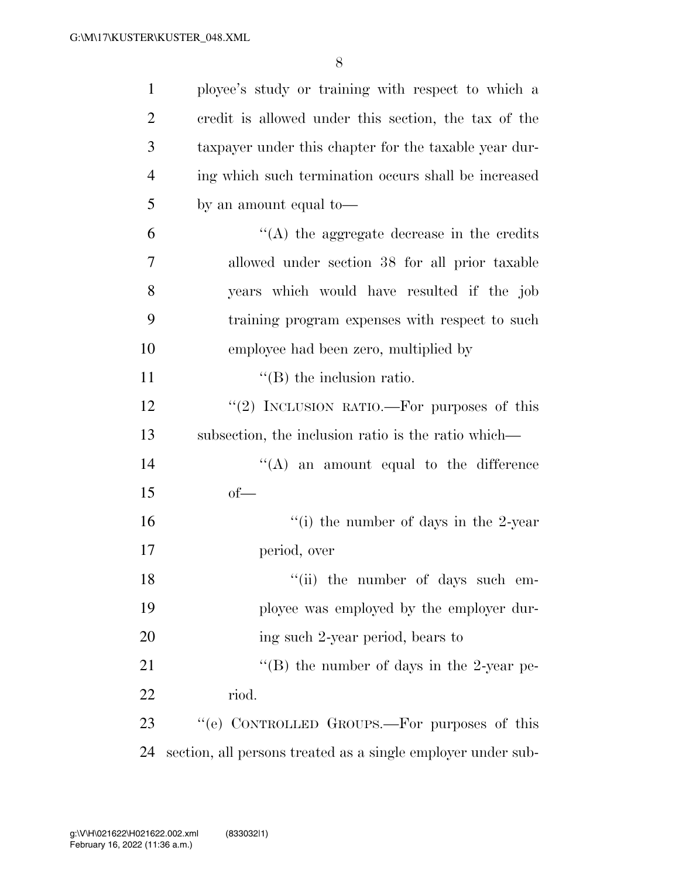ployee's study or training with respect to which a credit is allowed under this section, the tax of the taxpayer under this chapter for the taxable year during which such termination occurs shall be increased by an amount equal to—

"(A) the aggregate decrease in the credits allowed under section 38 for all prior taxable years which would have resulted if the job training program expenses with respect to such employee had been zero, multiplied by

"(B) the inclusion ratio.

"(2) INCLUSION RATIO.—For purposes of this subsection, the inclusion ratio is the ratio which—

"(A) an amount equal to the difference of—

"(i) the number of days in the 2-year period, over

"(ii) the number of days such employee was employed by the employer during such 2-year period, bears to

"(B) the number of days in the 2-year period.

"(e) CONTROLLED GROUPS.—For purposes of this section, all persons treated as a single employer under sub-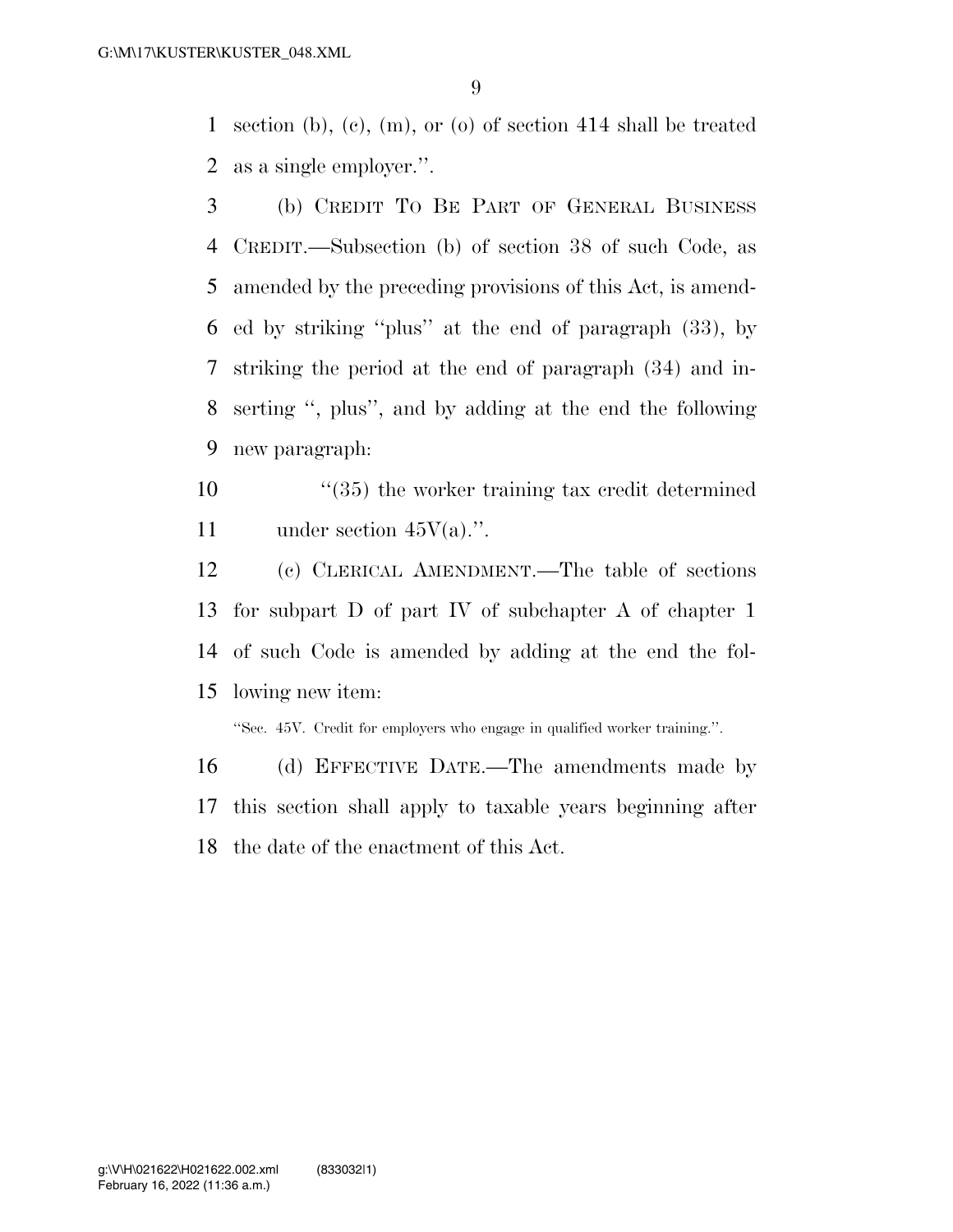section (b), (c), (m), or (o) of section 414 shall be treated as a single employer.''.

(b) CREDIT TO BE PART OF GENERAL BUSINESS CREDIT.—Subsection (b) of section 38 of such Code, as amended by the preceding provisions of this Act, is amended by striking ''plus'' at the end of paragraph (33), by striking the period at the end of paragraph (34) and inserting '', plus'', and by adding at the end the following new paragraph:

''(35) the worker training tax credit determined under section 45V(a).''.

(c) CLERICAL AMENDMENT.—The table of sections for subpart D of part IV of subchapter A of chapter 1 of such Code is amended by adding at the end the following new item:

''Sec. 45V. Credit for employers who engage in qualified worker training.''.

(d) EFFECTIVE DATE.—The amendments made by this section shall apply to taxable years beginning after the date of the enactment of this Act.